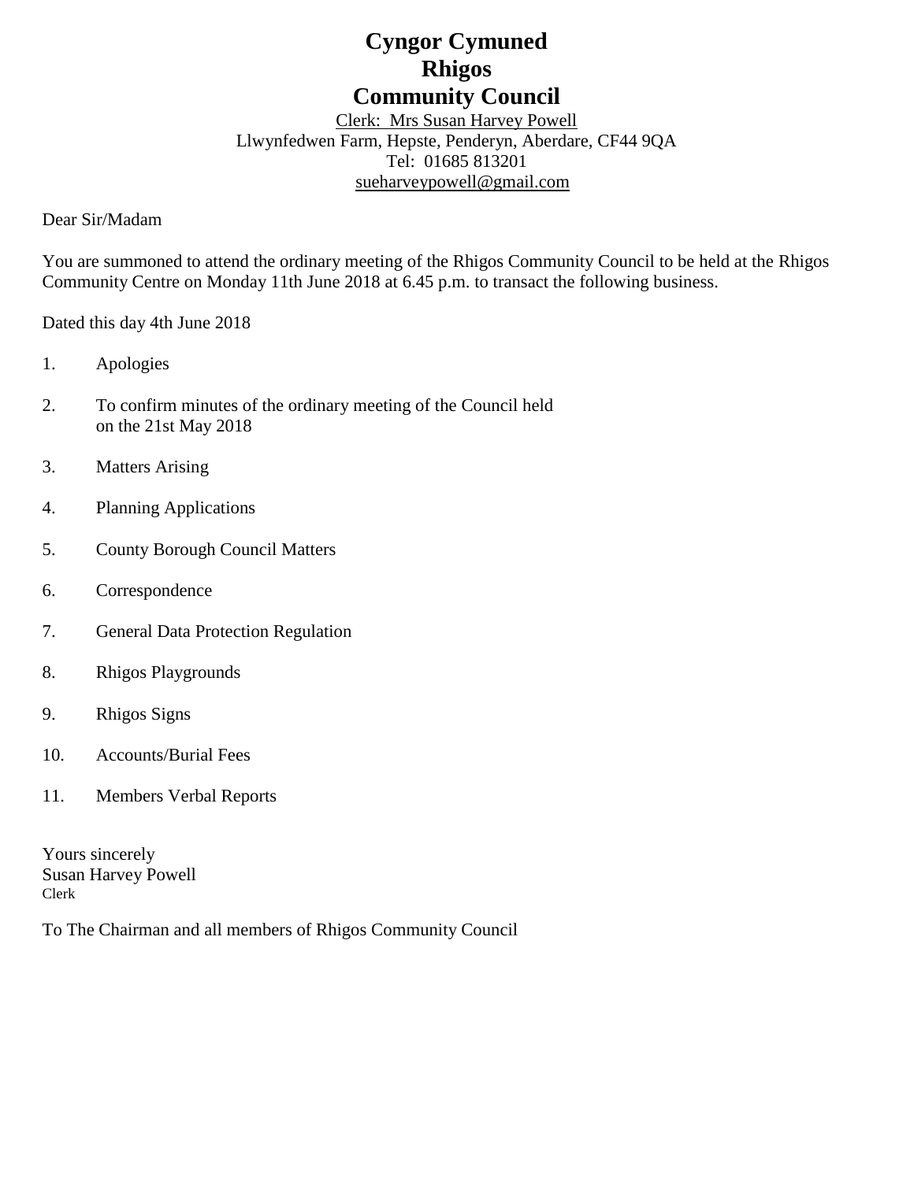# Cyngor Cymuned
# Rhigos
# Community Council

Clerk: Mrs Susan Harvey Powell
Llwynfedwen Farm, Hepste, Penderyn, Aberdare, CF44 9QA
Tel: 01685 813201
sueharveypowell@gmail.com

Dear Sir/Madam

You are summoned to attend the ordinary meeting of the Rhigos Community Council to be held at the Rhigos Community Centre on Monday 11th June 2018 at 6.45 p.m. to transact the following business.

Dated this day 4th June 2018

1. Apologies
2. To confirm minutes of the ordinary meeting of the Council held on the 21st May 2018
3. Matters Arising
4. Planning Applications
5. County Borough Council Matters
6. Correspondence
7. General Data Protection Regulation
8. Rhigos Playgrounds
9. Rhigos Signs
10. Accounts/Burial Fees
11. Members Verbal Reports

Yours sincerely
Susan Harvey Powell
Clerk

To The Chairman and all members of Rhigos Community Council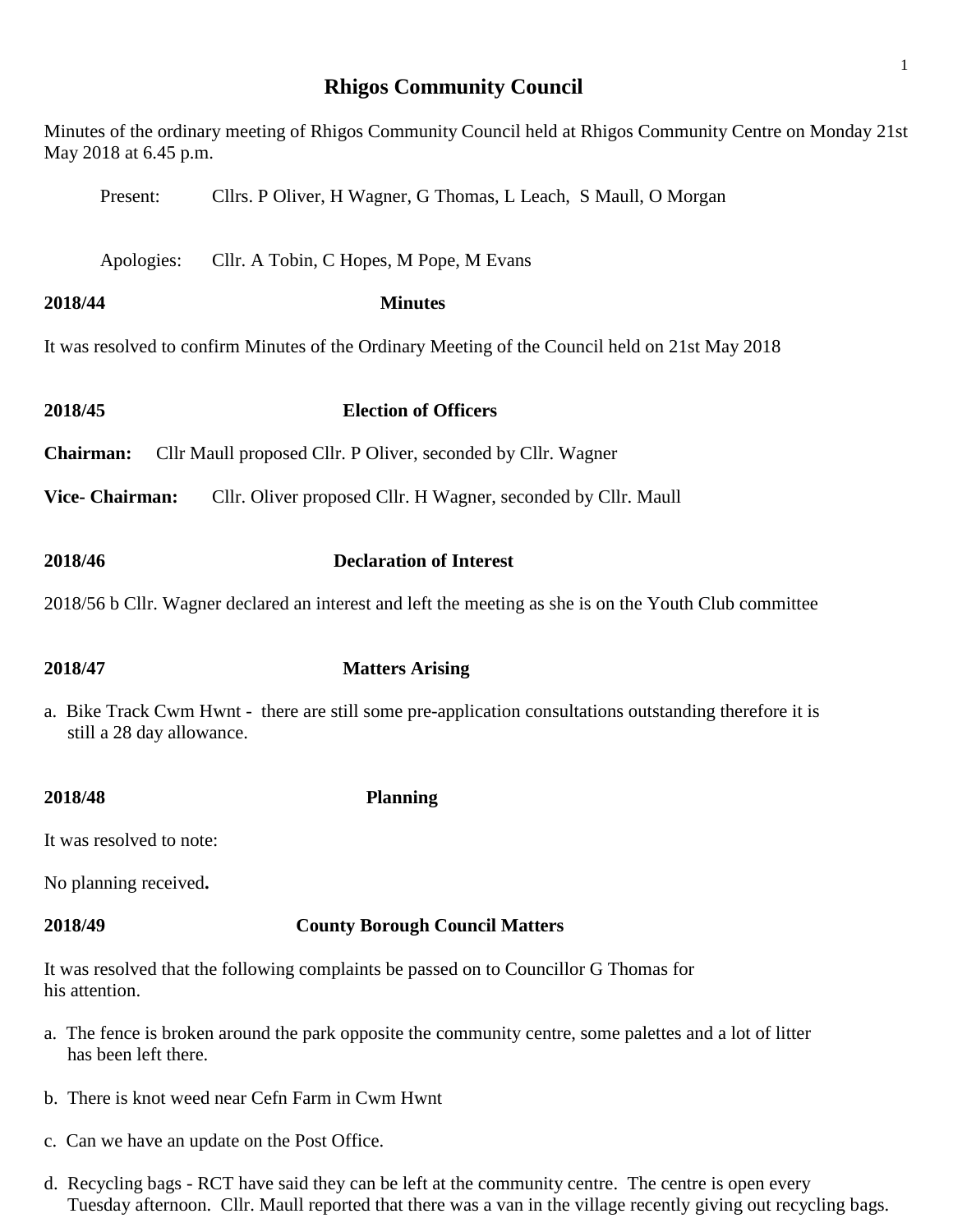# Rhigos Community Council

Minutes of the ordinary meeting of Rhigos Community Council held at Rhigos Community Centre on Monday 21st May 2018 at 6.45 p.m.

Present: Cllrs. P Oliver, H Wagner, G Thomas, L Leach, S Maull, O Morgan

Apologies: Cllr. A Tobin, C Hopes, M Pope, M Evans

**2018/44 Minutes**

It was resolved to confirm Minutes of the Ordinary Meeting of the Council held on 21st May 2018

**2018/45 Election of Officers**

**Chairman:** Cllr Maull proposed Cllr. P Oliver, seconded by Cllr. Wagner

**Vice- Chairman:** Cllr. Oliver proposed Cllr. H Wagner, seconded by Cllr. Maull

**2018/46 Declaration of Interest**

2018/56 b Cllr. Wagner declared an interest and left the meeting as she is on the Youth Club committee

**2018/47 Matters Arising**

a. Bike Track Cwm Hwnt - there are still some pre-application consultations outstanding therefore it is still a 28 day allowance.

**2018/48 Planning**

It was resolved to note:

No planning received**.**

**2018/49 County Borough Council Matters**

It was resolved that the following complaints be passed on to Councillor G Thomas for his attention.

a. The fence is broken around the park opposite the community centre, some palettes and a lot of litter has been left there.

b. There is knot weed near Cefn Farm in Cwm Hwnt

c. Can we have an update on the Post Office.

d. Recycling bags - RCT have said they can be left at the community centre. The centre is open every Tuesday afternoon. Cllr. Maull reported that there was a van in the village recently giving out recycling bags.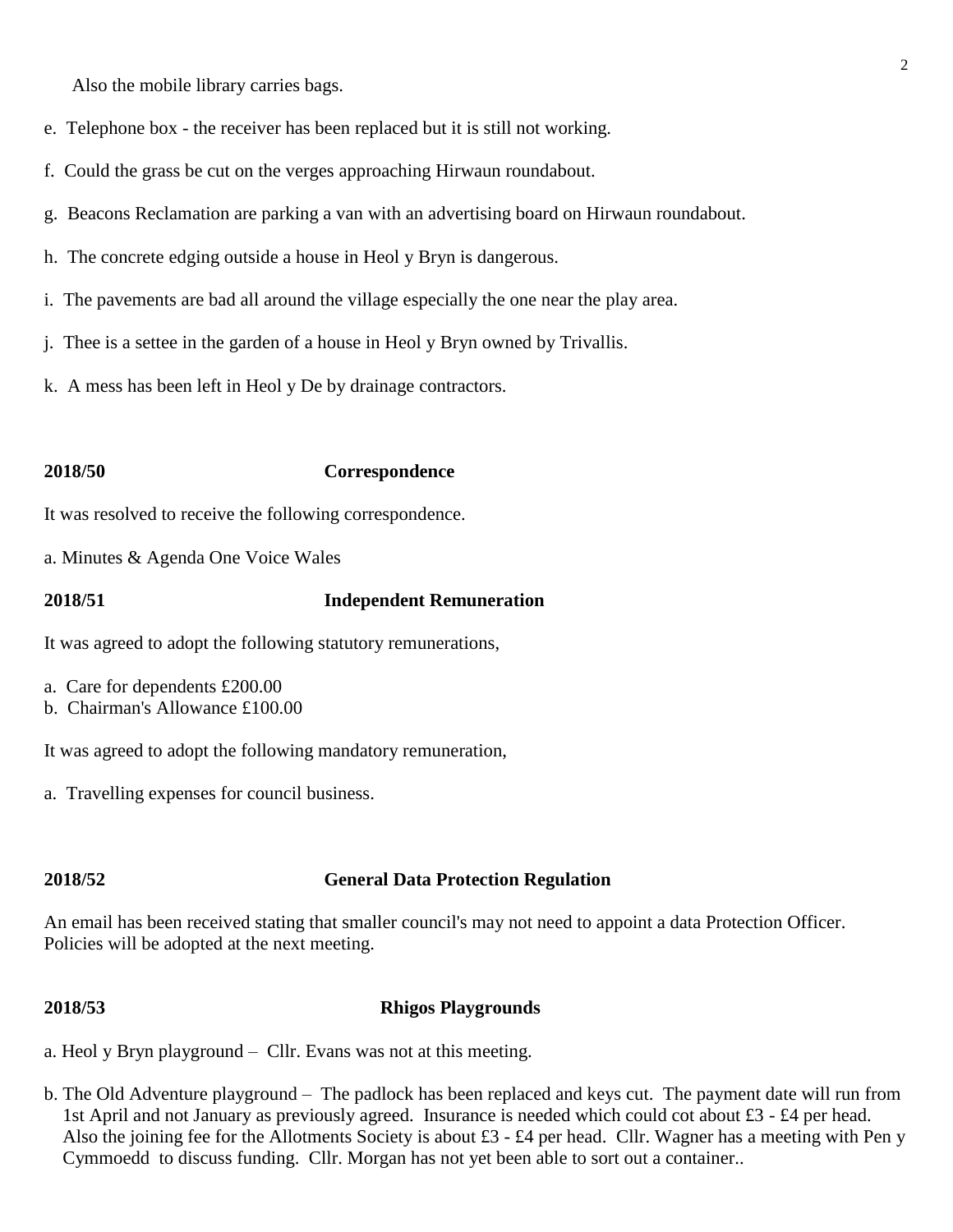Also the mobile library carries bags.

e. Telephone box - the receiver has been replaced but it is still not working.

f. Could the grass be cut on the verges approaching Hirwaun roundabout.

g. Beacons Reclamation are parking a van with an advertising board on Hirwaun roundabout.

h. The concrete edging outside a house in Heol y Bryn is dangerous.

i. The pavements are bad all around the village especially the one near the play area.

j. Thee is a settee in the garden of a house in Heol y Bryn owned by Trivallis.

k. A mess has been left in Heol y De by drainage contractors.

**2018/50 Correspondence**

It was resolved to receive the following correspondence.

a. Minutes & Agenda One Voice Wales

**2018/51 Independent Remuneration**

It was agreed to adopt the following statutory remunerations,

a. Care for dependents £200.00
b. Chairman's Allowance £100.00

It was agreed to adopt the following mandatory remuneration,

a. Travelling expenses for council business.

**2018/52 General Data Protection Regulation**

An email has been received stating that smaller council's may not need to appoint a data Protection Officer. Policies will be adopted at the next meeting.

**2018/53 Rhigos Playgrounds**

a. Heol y Bryn playground – Cllr. Evans was not at this meeting.

b. The Old Adventure playground – The padlock has been replaced and keys cut. The payment date will run from 1st April and not January as previously agreed. Insurance is needed which could cot about £3 - £4 per head. Also the joining fee for the Allotments Society is about £3 - £4 per head. Cllr. Wagner has a meeting with Pen y Cymmoedd to discuss funding. Cllr. Morgan has not yet been able to sort out a container..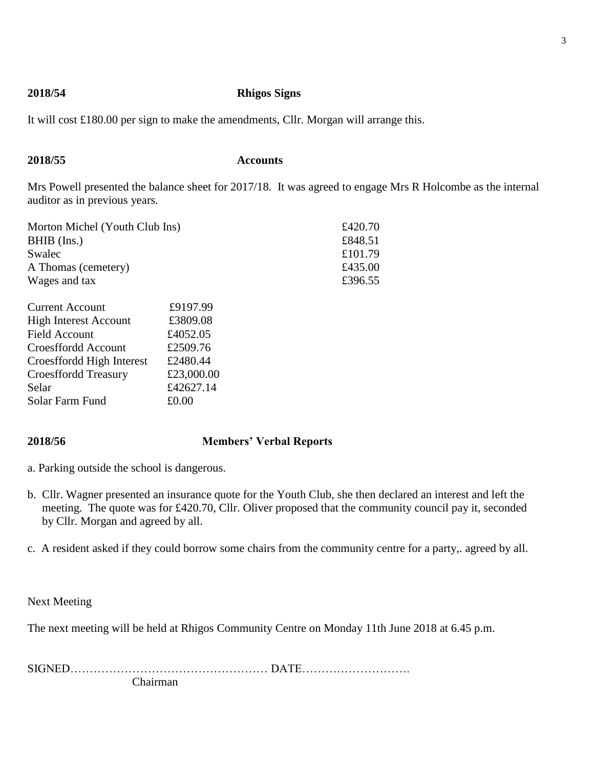**2018/54 Rhigos Signs**

It will cost £180.00 per sign to make the amendments, Cllr. Morgan will arrange this.

**2018/55 Accounts**

Mrs Powell presented the balance sheet for 2017/18. It was agreed to engage Mrs R Holcombe as the internal auditor as in previous years.

| | |
|---|---|
| Morton Michel (Youth Club Ins) | £420.70 |
| BHIB (Ins.) | £848.51 |
| Swalec | £101.79 |
| A Thomas (cemetery) | £435.00 |
| Wages and tax | £396.55 |

| | |
|---|---|
| Current Account | £9197.99 |
| High Interest Account | £3809.08 |
| Field Account | £4052.05 |
| Croesffordd Account | £2509.76 |
| Croesffordd High Interest | £2480.44 |
| Croesffordd Treasury | £23,000.00 |
| Selar | £42627.14 |
| Solar Farm Fund | £0.00 |

**2018/56 Members' Verbal Reports**

a. Parking outside the school is dangerous.

b. Cllr. Wagner presented an insurance quote for the Youth Club, she then declared an interest and left the meeting. The quote was for £420.70, Cllr. Oliver proposed that the community council pay it, seconded by Cllr. Morgan and agreed by all.

c. A resident asked if they could borrow some chairs from the community centre for a party,. agreed by all.

Next Meeting

The next meeting will be held at Rhigos Community Centre on Monday 11th June 2018 at 6.45 p.m.

SIGNED…………………………………………… DATE……………………….

Chairman